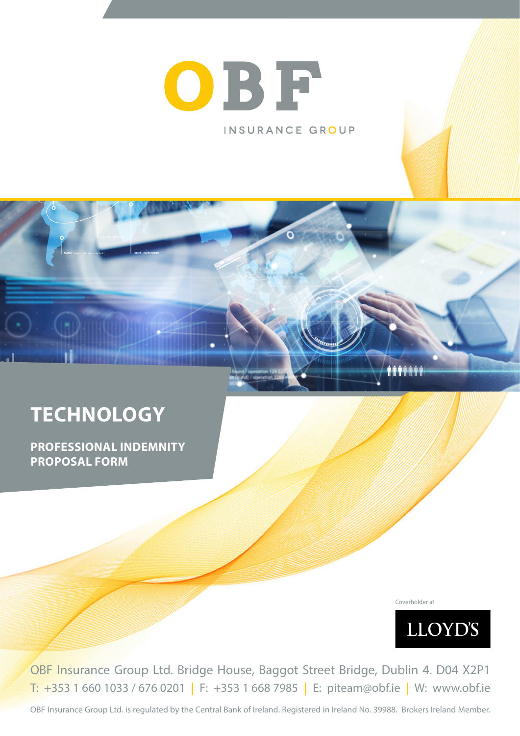OBF

INSURANCE GROUP

# TECHNOLOGY

## PROFESSIONAL INDEMNITY PROPOSAL FORM

Coverholder at

LLOYD'S

OBF Insurance Group Ltd. Bridge House, Baggot Street Bridge, Dublin 4. D04 X2P1

T: +353 1 660 1033 / 676 0201 | F: +353 1 668 7985 | E: piteam@obf.ie | W: www.obf.ie

OBF Insurance Group Ltd. is regulated by the Central Bank of Ireland. Registered in Ireland No. 39988. Brokers Ireland Member.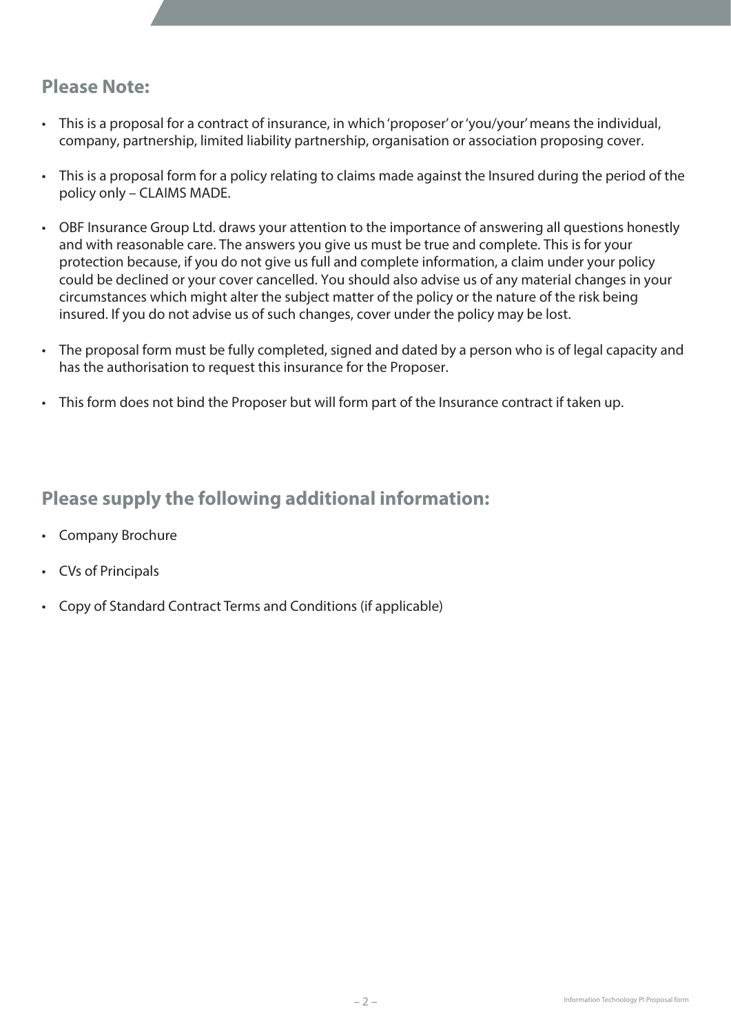## Please Note:

- This is a proposal for a contract of insurance, in which 'proposer' or 'you/your' means the individual, company, partnership, limited liability partnership, organisation or association proposing cover.
- This is a proposal form for a policy relating to claims made against the Insured during the period of the policy only – CLAIMS MADE.
- OBF Insurance Group Ltd. draws your attention to the importance of answering all questions honestly and with reasonable care. The answers you give us must be true and complete. This is for your protection because, if you do not give us full and complete information, a claim under your policy could be declined or your cover cancelled. You should also advise us of any material changes in your circumstances which might alter the subject matter of the policy or the nature of the risk being insured. If you do not advise us of such changes, cover under the policy may be lost.
- The proposal form must be fully completed, signed and dated by a person who is of legal capacity and has the authorisation to request this insurance for the Proposer.
- This form does not bind the Proposer but will form part of the Insurance contract if taken up.

## Please supply the following additional information:

- Company Brochure
- CVs of Principals
- Copy of Standard Contract Terms and Conditions (if applicable)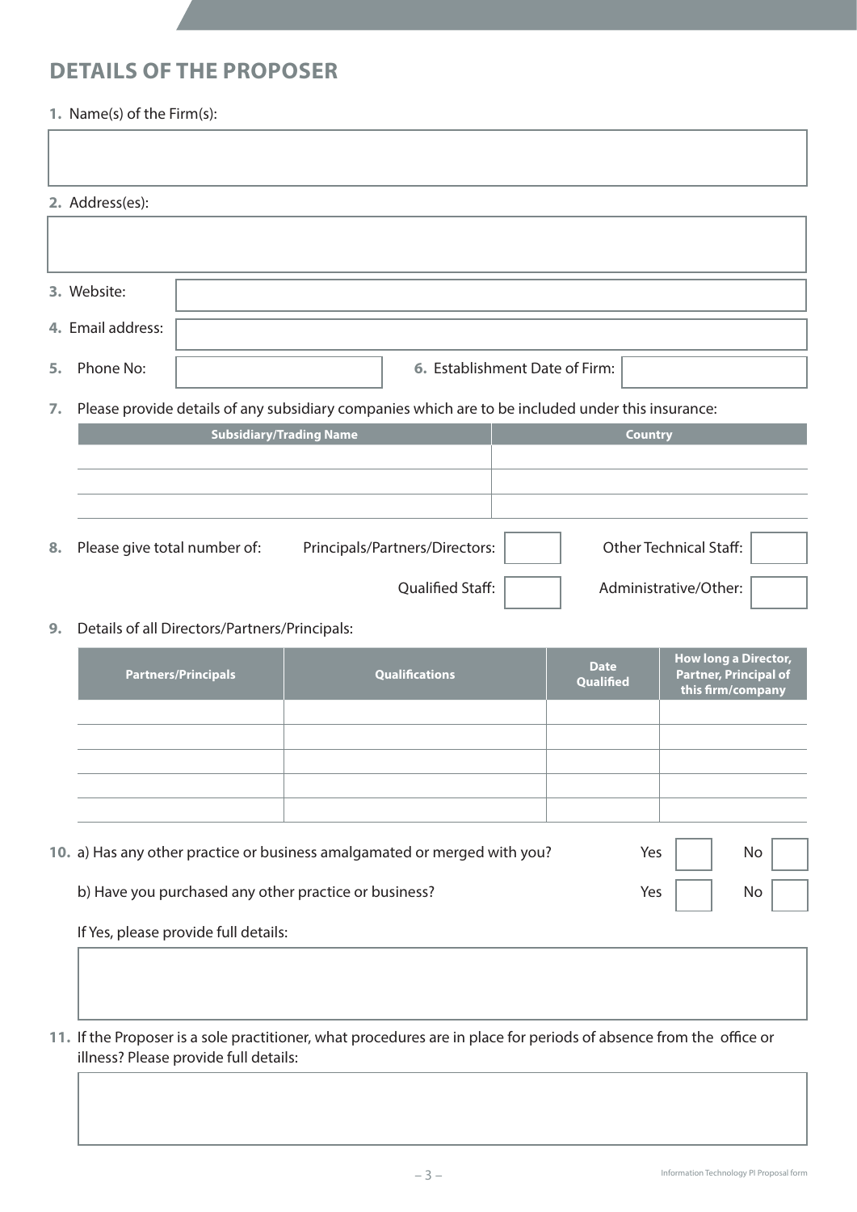## DETAILS OF THE PROPOSER

**1.** Name(s) of the Firm(s):

**2.** Address(es):

**3.** Website:

**4.** Email address:

**5.** Phone No:

**6.** Establishment Date of Firm:

**7.** Please provide details of any subsidiary companies which are to be included under this insurance:

| Subsidiary/Trading Name | Country |
|---|---|
| | |
| | |
| | |

**8.** Please give total number of:

Principals/Partners/Directors:

Other Technical Staff:

Qualified Staff:

Administrative/Other:

**9.** Details of all Directors/Partners/Principals:

| Partners/Principals | Qualifications | Date Qualified | How long a Director, Partner, Principal of this firm/company |
|---|---|---|---|
| | | | |
| | | | |
| | | | |
| | | | |
| | | | |

**10.** a) Has any other practice or business amalgamated or merged with you? Yes ☐ No ☐

b) Have you purchased any other practice or business? Yes ☐ No ☐

If Yes, please provide full details:

**11.** If the Proposer is a sole practitioner, what procedures are in place for periods of absence from the office or illness? Please provide full details: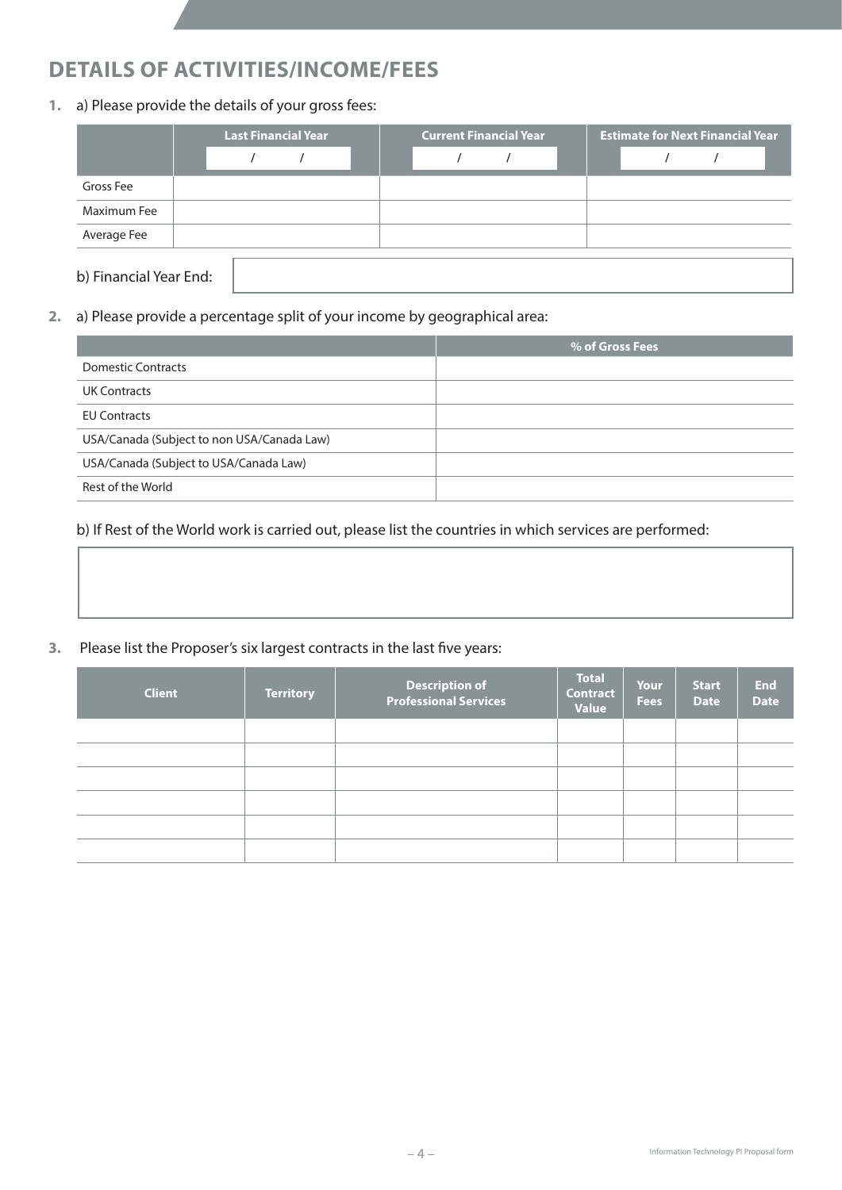## DETAILS OF ACTIVITIES/INCOME/FEES

**1.** a) Please provide the details of your gross fees:

| | Last Financial Year | Current Financial Year | Estimate for Next Financial Year |
|---|---|---|---|
| | / / | / / | / / |
| Gross Fee | | | |
| Maximum Fee | | | |
| Average Fee | | | |

b) Financial Year End:

**2.** a) Please provide a percentage split of your income by geographical area:

| | % of Gross Fees |
|---|---|
| Domestic Contracts | |
| UK Contracts | |
| EU Contracts | |
| USA/Canada (Subject to non USA/Canada Law) | |
| USA/Canada (Subject to USA/Canada Law) | |
| Rest of the World | |

b) If Rest of the World work is carried out, please list the countries in which services are performed:

**3.** Please list the Proposer's six largest contracts in the last five years:

| Client | Territory | Description of Professional Services | Total Contract Value | Your Fees | Start Date | End Date |
|---|---|---|---|---|---|---|
| | | | | | | |
| | | | | | | |
| | | | | | | |
| | | | | | | |
| | | | | | | |
| | | | | | | |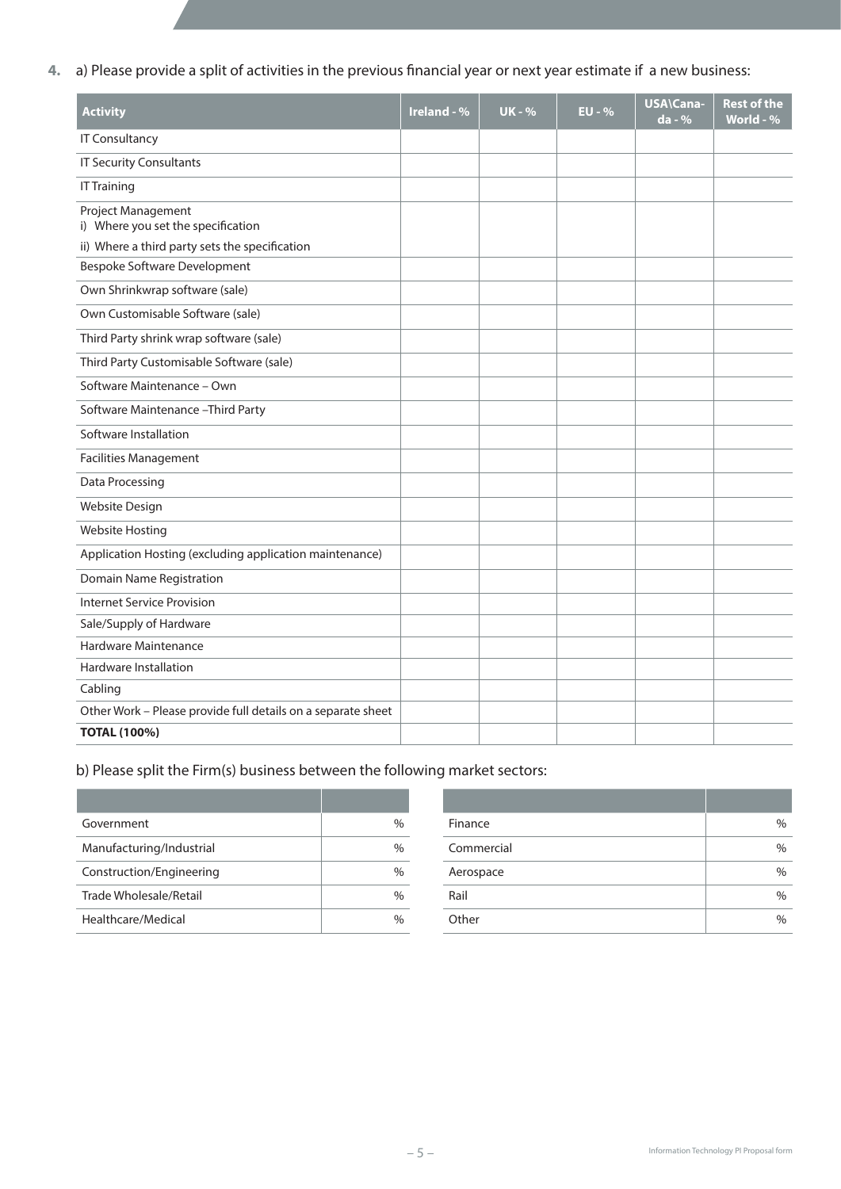**4.** a) Please provide a split of activities in the previous financial year or next year estimate if a new business:

| Activity | Ireland - % | UK - % | EU - % | USA\Canada - % | Rest of the World - % |
|---|---|---|---|---|---|
| IT Consultancy | | | | | |
| IT Security Consultants | | | | | |
| IT Training | | | | | |
| Project Management<br>i) Where you set the specification<br>ii) Where a third party sets the specification | | | | | |
| Bespoke Software Development | | | | | |
| Own Shrinkwrap software (sale) | | | | | |
| Own Customisable Software (sale) | | | | | |
| Third Party shrink wrap software (sale) | | | | | |
| Third Party Customisable Software (sale) | | | | | |
| Software Maintenance – Own | | | | | |
| Software Maintenance –Third Party | | | | | |
| Software Installation | | | | | |
| Facilities Management | | | | | |
| Data Processing | | | | | |
| Website Design | | | | | |
| Website Hosting | | | | | |
| Application Hosting (excluding application maintenance) | | | | | |
| Domain Name Registration | | | | | |
| Internet Service Provision | | | | | |
| Sale/Supply of Hardware | | | | | |
| Hardware Maintenance | | | | | |
| Hardware Installation | | | | | |
| Cabling | | | | | |
| Other Work – Please provide full details on a separate sheet | | | | | |
| **TOTAL (100%)** | | | | | |

b) Please split the Firm(s) business between the following market sectors:

| | |
|---|---|
| Government | % |
| Manufacturing/Industrial | % |
| Construction/Engineering | % |
| Trade Wholesale/Retail | % |
| Healthcare/Medical | % |

| | |
|---|---|
| Finance | % |
| Commercial | % |
| Aerospace | % |
| Rail | % |
| Other | % |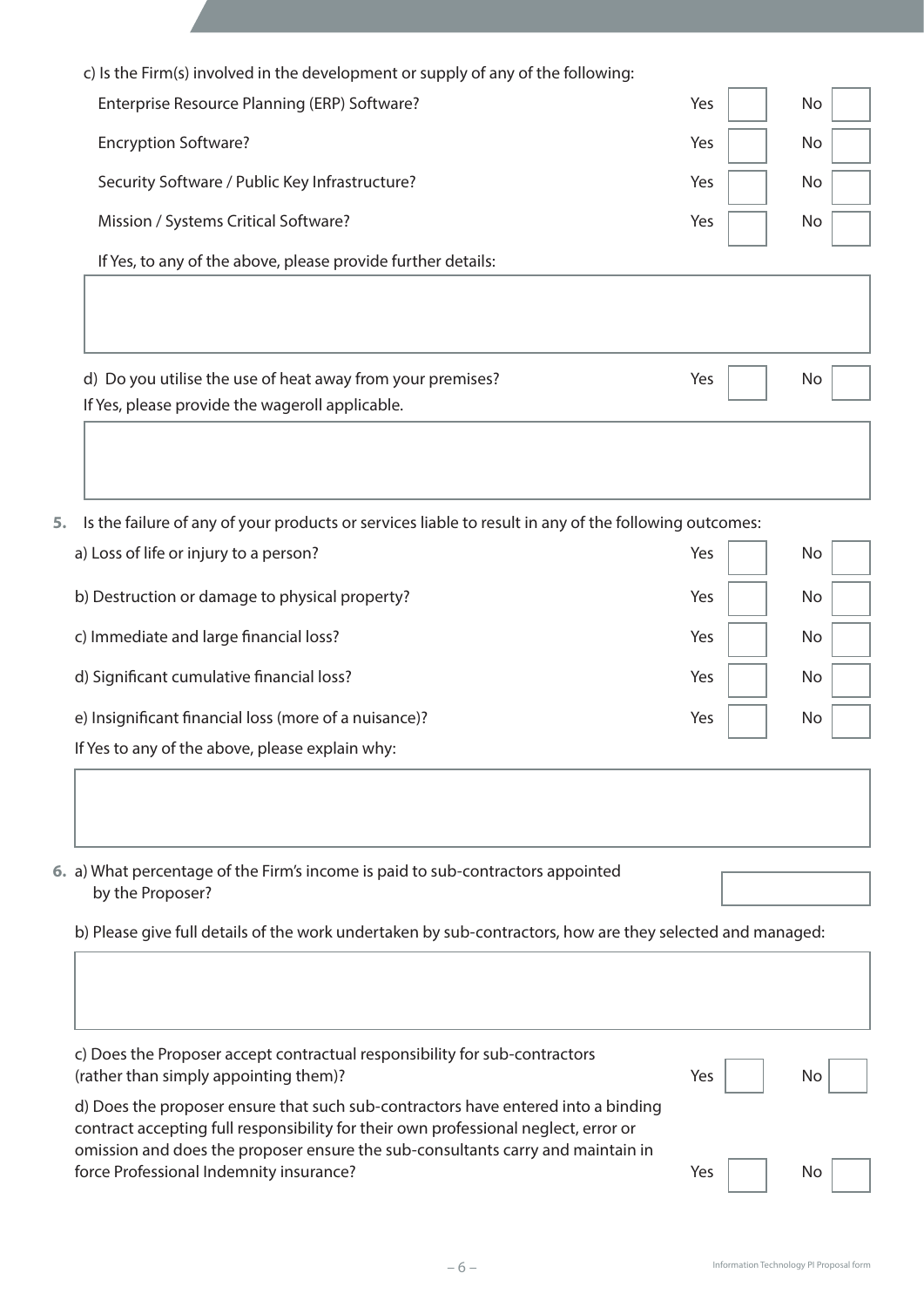c) Is the Firm(s) involved in the development or supply of any of the following:

| | Yes | | No | |
|---|---|---|---|---|
| Enterprise Resource Planning (ERP) Software? | Yes | ☐ | No | ☐ |
| Encryption Software? | Yes | ☐ | No | ☐ |
| Security Software / Public Key Infrastructure? | Yes | ☐ | No | ☐ |
| Mission / Systems Critical Software? | Yes | ☐ | No | ☐ |

If Yes, to any of the above, please provide further details:

d) Do you utilise the use of heat away from your premises? Yes ☐ No ☐

If Yes, please provide the wageroll applicable.

**5.** Is the failure of any of your products or services liable to result in any of the following outcomes:

| | Yes | | No | |
|---|---|---|---|---|
| a) Loss of life or injury to a person? | Yes | ☐ | No | ☐ |
| b) Destruction or damage to physical property? | Yes | ☐ | No | ☐ |
| c) Immediate and large financial loss? | Yes | ☐ | No | ☐ |
| d) Significant cumulative financial loss? | Yes | ☐ | No | ☐ |
| e) Insignificant financial loss (more of a nuisance)? | Yes | ☐ | No | ☐ |

If Yes to any of the above, please explain why:

**6.** a) What percentage of the Firm's income is paid to sub-contractors appointed by the Proposer?

b) Please give full details of the work undertaken by sub-contractors, how are they selected and managed:

c) Does the Proposer accept contractual responsibility for sub-contractors (rather than simply appointing them)? Yes ☐ No ☐

d) Does the proposer ensure that such sub-contractors have entered into a binding contract accepting full responsibility for their own professional neglect, error or omission and does the proposer ensure the sub-consultants carry and maintain in force Professional Indemnity insurance? Yes ☐ No ☐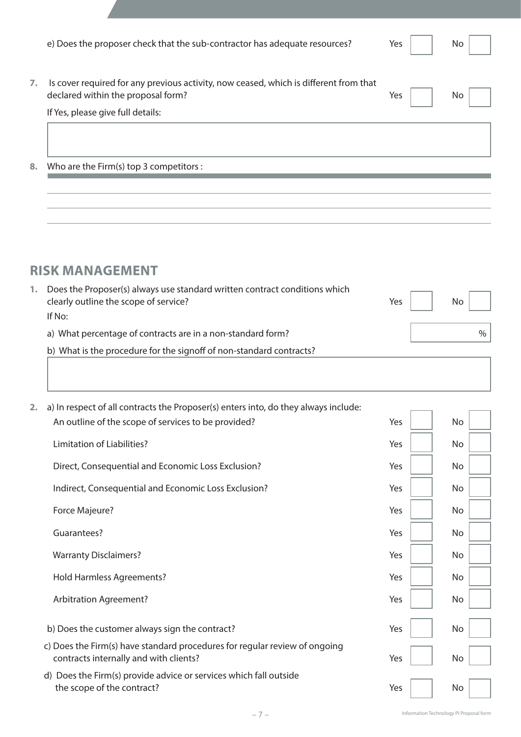e) Does the proposer check that the sub-contractor has adequate resources? Yes ☐ No ☐

**7.** Is cover required for any previous activity, now ceased, which is different from that declared within the proposal form? Yes ☐ No ☐

If Yes, please give full details:

______________________________________________

**8.** Who are the Firm(s) top 3 competitors :

______________________________________________

______________________________________________

______________________________________________

## RISK MANAGEMENT

**1.** Does the Proposer(s) always use standard written contract conditions which clearly outline the scope of service? Yes ☐ No ☐

If No:

a) What percentage of contracts are in a non-standard form? ______ %

b) What is the procedure for the signoff of non-standard contracts?

______________________________________________

**2.** a) In respect of all contracts the Proposer(s) enters into, do they always include:

| | Yes | No |
|---|---|---|
| An outline of the scope of services to be provided? | ☐ | ☐ |
| Limitation of Liabilities? | ☐ | ☐ |
| Direct, Consequential and Economic Loss Exclusion? | ☐ | ☐ |
| Indirect, Consequential and Economic Loss Exclusion? | ☐ | ☐ |
| Force Majeure? | ☐ | ☐ |
| Guarantees? | ☐ | ☐ |
| Warranty Disclaimers? | ☐ | ☐ |
| Hold Harmless Agreements? | ☐ | ☐ |
| Arbitration Agreement? | ☐ | ☐ |

b) Does the customer always sign the contract? Yes ☐ No ☐

c) Does the Firm(s) have standard procedures for regular review of ongoing contracts internally and with clients? Yes ☐ No ☐

d) Does the Firm(s) provide advice or services which fall outside the scope of the contract? Yes ☐ No ☐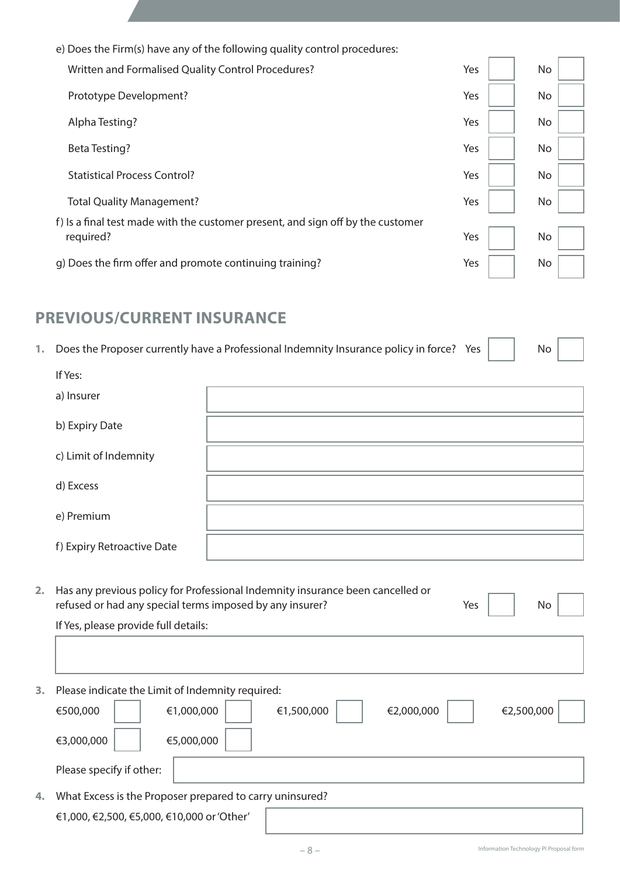e) Does the Firm(s) have any of the following quality control procedures:

| | | | | |
|---|---|---|---|---|
| Written and Formalised Quality Control Procedures? | Yes | ☐ | No | ☐ |
| Prototype Development? | Yes | ☐ | No | ☐ |
| Alpha Testing? | Yes | ☐ | No | ☐ |
| Beta Testing? | Yes | ☐ | No | ☐ |
| Statistical Process Control? | Yes | ☐ | No | ☐ |
| Total Quality Management? | Yes | ☐ | No | ☐ |

f) Is a final test made with the customer present, and sign off by the customer required? Yes ☐ No ☐

g) Does the firm offer and promote continuing training? Yes ☐ No ☐

## PREVIOUS/CURRENT INSURANCE

1. Does the Proposer currently have a Professional Indemnity Insurance policy in force? Yes ☐ No ☐

If Yes:

| | |
|---|---|
| a) Insurer | |
| b) Expiry Date | |
| c) Limit of Indemnity | |
| d) Excess | |
| e) Premium | |
| f) Expiry Retroactive Date | |

2. Has any previous policy for Professional Indemnity insurance been cancelled or refused or had any special terms imposed by any insurer? Yes ☐ No ☐

If Yes, please provide full details:

3. Please indicate the Limit of Indemnity required:

€500,000 ☐ €1,000,000 ☐ €1,500,000 ☐ €2,000,000 ☐ €2,500,000 ☐

€3,000,000 ☐ €5,000,000 ☐

Please specify if other:

4. What Excess is the Proposer prepared to carry uninsured?

€1,000, €2,500, €5,000, €10,000 or 'Other'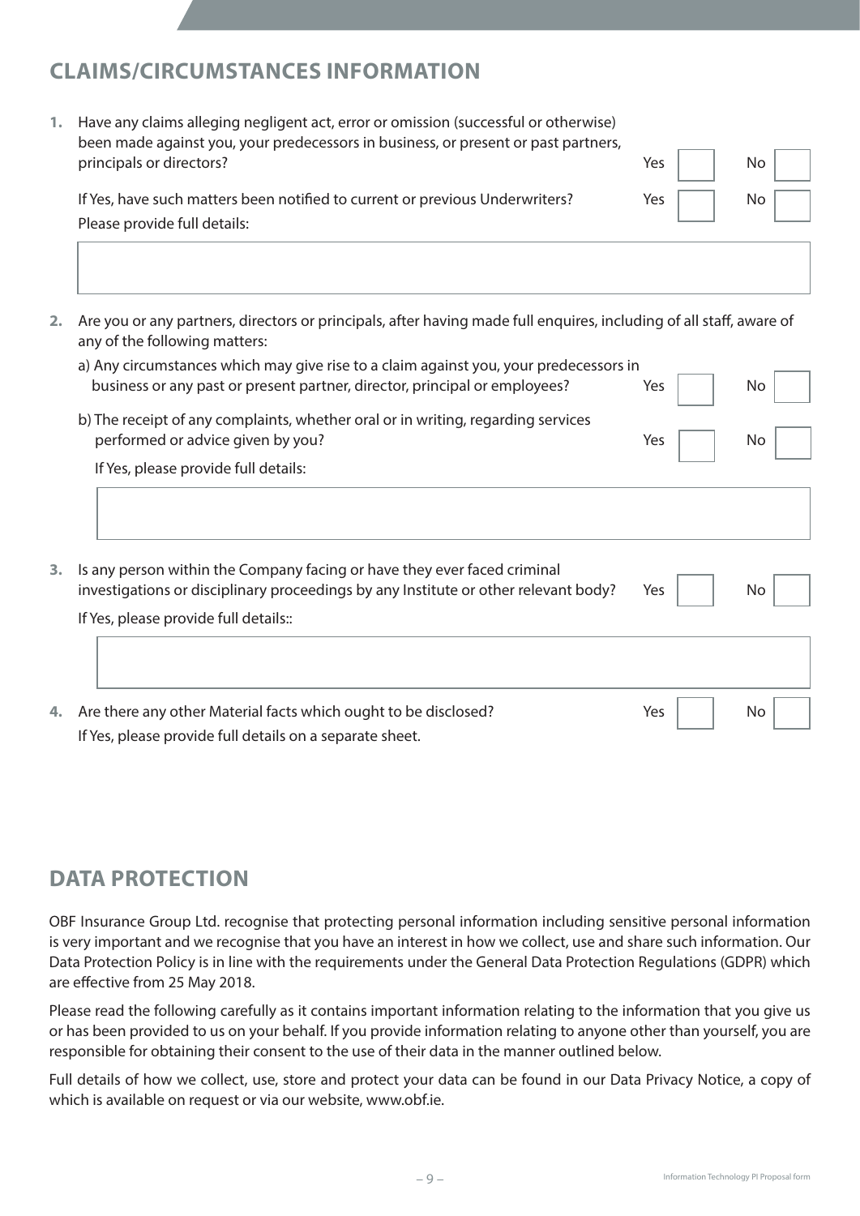## CLAIMS/CIRCUMSTANCES INFORMATION

1. Have any claims alleging negligent act, error or omission (successful or otherwise) been made against you, your predecessors in business, or present or past partners, principals or directors? Yes ☐ No ☐

   If Yes, have such matters been notified to current or previous Underwriters? Yes ☐ No ☐

   Please provide full details:

2. Are you or any partners, directors or principals, after having made full enquires, including of all staff, aware of any of the following matters:

   a) Any circumstances which may give rise to a claim against you, your predecessors in business or any past or present partner, director, principal or employees? Yes ☐ No ☐

   b) The receipt of any complaints, whether oral or in writing, regarding services performed or advice given by you? Yes ☐ No ☐

   If Yes, please provide full details:

3. Is any person within the Company facing or have they ever faced criminal investigations or disciplinary proceedings by any Institute or other relevant body? Yes ☐ No ☐

   If Yes, please provide full details::

4. Are there any other Material facts which ought to be disclosed? Yes ☐ No ☐

   If Yes, please provide full details on a separate sheet.

## DATA PROTECTION

OBF Insurance Group Ltd. recognise that protecting personal information including sensitive personal information is very important and we recognise that you have an interest in how we collect, use and share such information. Our Data Protection Policy is in line with the requirements under the General Data Protection Regulations (GDPR) which are effective from 25 May 2018.

Please read the following carefully as it contains important information relating to the information that you give us or has been provided to us on your behalf. If you provide information relating to anyone other than yourself, you are responsible for obtaining their consent to the use of their data in the manner outlined below.

Full details of how we collect, use, store and protect your data can be found in our Data Privacy Notice, a copy of which is available on request or via our website, www.obf.ie.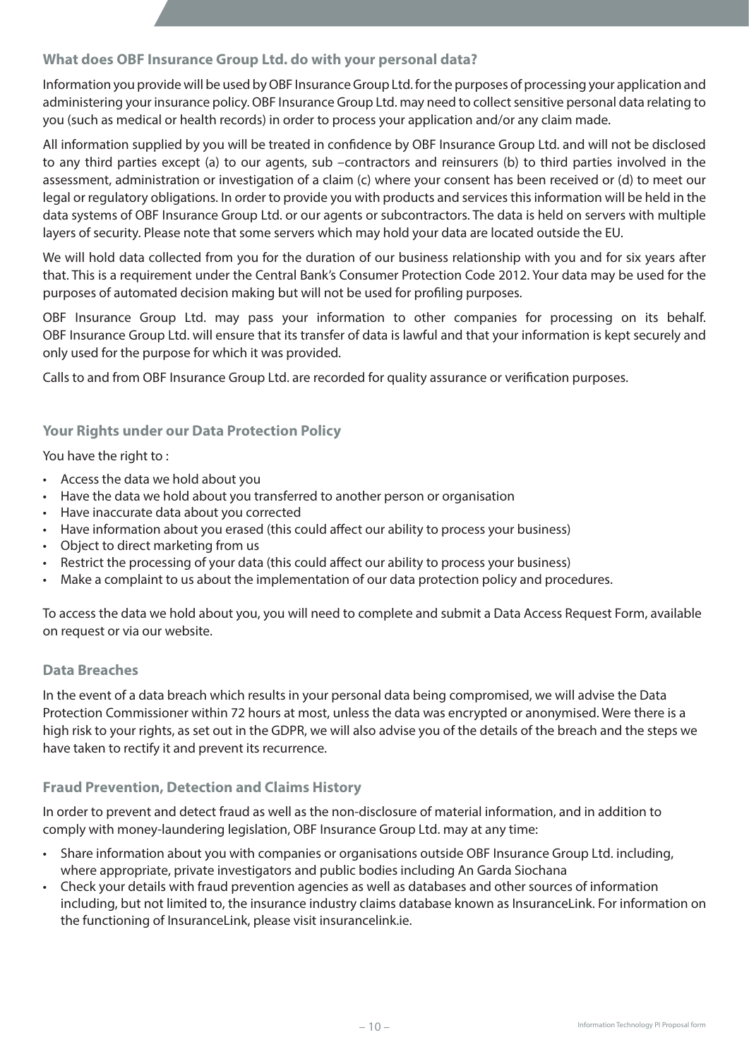## What does OBF Insurance Group Ltd. do with your personal data?

Information you provide will be used by OBF Insurance Group Ltd. for the purposes of processing your application and administering your insurance policy. OBF Insurance Group Ltd. may need to collect sensitive personal data relating to you (such as medical or health records) in order to process your application and/or any claim made.

All information supplied by you will be treated in confidence by OBF Insurance Group Ltd. and will not be disclosed to any third parties except (a) to our agents, sub –contractors and reinsurers (b) to third parties involved in the assessment, administration or investigation of a claim (c) where your consent has been received or (d) to meet our legal or regulatory obligations. In order to provide you with products and services this information will be held in the data systems of OBF Insurance Group Ltd. or our agents or subcontractors. The data is held on servers with multiple layers of security. Please note that some servers which may hold your data are located outside the EU.

We will hold data collected from you for the duration of our business relationship with you and for six years after that. This is a requirement under the Central Bank's Consumer Protection Code 2012. Your data may be used for the purposes of automated decision making but will not be used for profiling purposes.

OBF Insurance Group Ltd. may pass your information to other companies for processing on its behalf. OBF Insurance Group Ltd. will ensure that its transfer of data is lawful and that your information is kept securely and only used for the purpose for which it was provided.

Calls to and from OBF Insurance Group Ltd. are recorded for quality assurance or verification purposes.

## Your Rights under our Data Protection Policy

You have the right to :

- Access the data we hold about you
- Have the data we hold about you transferred to another person or organisation
- Have inaccurate data about you corrected
- Have information about you erased (this could affect our ability to process your business)
- Object to direct marketing from us
- Restrict the processing of your data (this could affect our ability to process your business)
- Make a complaint to us about the implementation of our data protection policy and procedures.

To access the data we hold about you, you will need to complete and submit a Data Access Request Form, available on request or via our website.

## Data Breaches

In the event of a data breach which results in your personal data being compromised, we will advise the Data Protection Commissioner within 72 hours at most, unless the data was encrypted or anonymised. Were there is a high risk to your rights, as set out in the GDPR, we will also advise you of the details of the breach and the steps we have taken to rectify it and prevent its recurrence.

## Fraud Prevention, Detection and Claims History

In order to prevent and detect fraud as well as the non-disclosure of material information, and in addition to comply with money-laundering legislation, OBF Insurance Group Ltd. may at any time:

- Share information about you with companies or organisations outside OBF Insurance Group Ltd. including, where appropriate, private investigators and public bodies including An Garda Siochana
- Check your details with fraud prevention agencies as well as databases and other sources of information including, but not limited to, the insurance industry claims database known as InsuranceLink. For information on the functioning of InsuranceLink, please visit insurancelink.ie.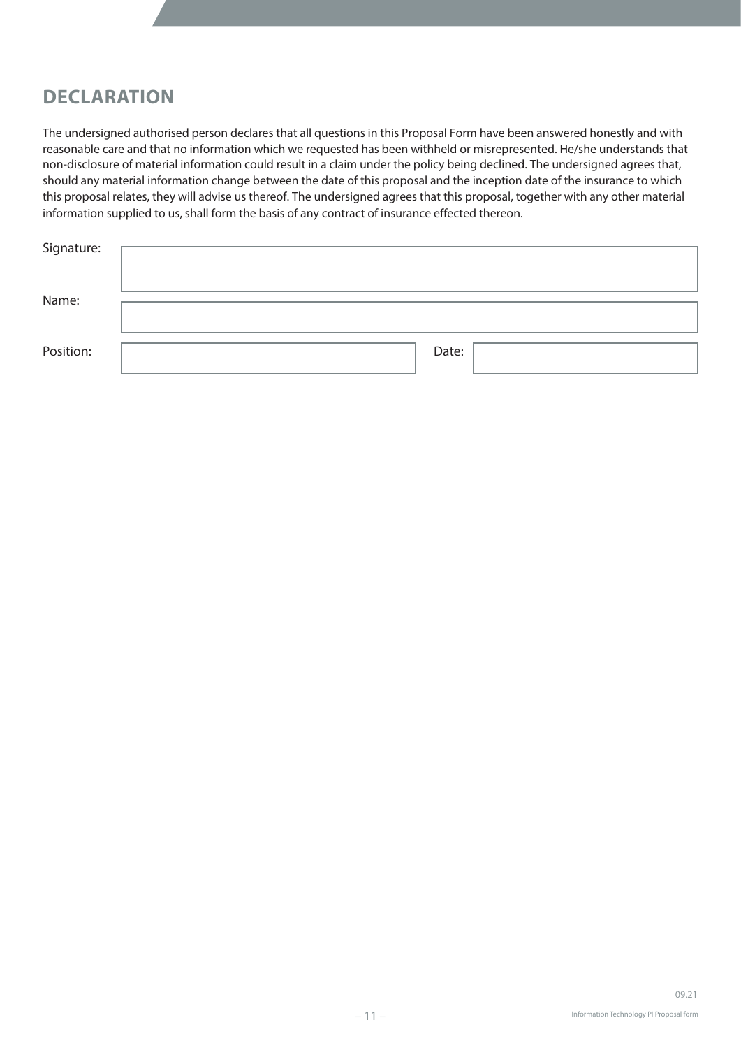## DECLARATION

The undersigned authorised person declares that all questions in this Proposal Form have been answered honestly and with reasonable care and that no information which we requested has been withheld or misrepresented. He/she understands that non-disclosure of material information could result in a claim under the policy being declined. The undersigned agrees that, should any material information change between the date of this proposal and the inception date of the insurance to which this proposal relates, they will advise us thereof. The undersigned agrees that this proposal, together with any other material information supplied to us, shall form the basis of any contract of insurance effected thereon.

Signature:

Name:

Position: Date: